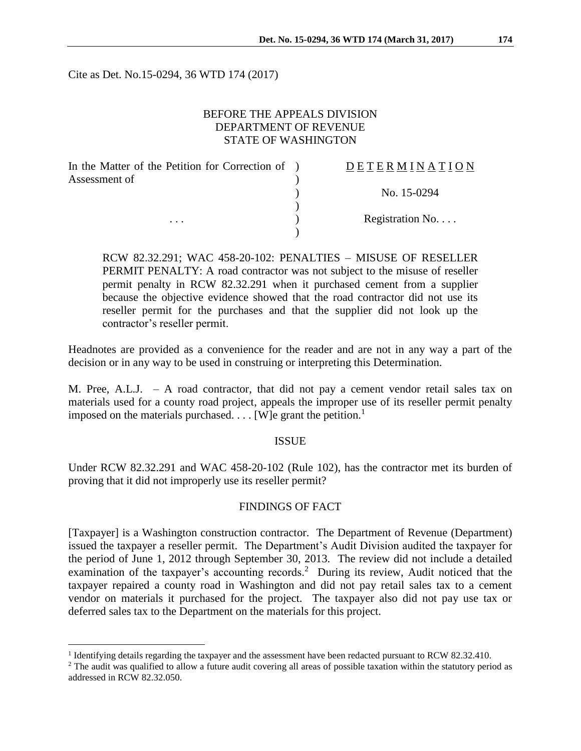Cite as Det. No.15-0294, 36 WTD 174 (2017)

BEFORE THE APPEALS DIVISION
DEPARTMENT OF REVENUE
STATE OF WASHINGTON

| In the Matter of the Petition for Correction of Assessment of | ) | D E T E R M I N A T I O N |
|---|---|---|
| | ) | No. 15-0294 |
| . . . | ) | Registration No. . . . |

RCW 82.32.291; WAC 458-20-102: PENALTIES – MISUSE OF RESELLER PERMIT PENALTY: A road contractor was not subject to the misuse of reseller permit penalty in RCW 82.32.291 when it purchased cement from a supplier because the objective evidence showed that the road contractor did not use its reseller permit for the purchases and that the supplier did not look up the contractor's reseller permit.

Headnotes are provided as a convenience for the reader and are not in any way a part of the decision or in any way to be used in construing or interpreting this Determination.

M. Pree, A.L.J. – A road contractor, that did not pay a cement vendor retail sales tax on materials used for a county road project, appeals the improper use of its reseller permit penalty imposed on the materials purchased. . . . [W]e grant the petition.[1]

## ISSUE

Under RCW 82.32.291 and WAC 458-20-102 (Rule 102), has the contractor met its burden of proving that it did not improperly use its reseller permit?

## FINDINGS OF FACT

[Taxpayer] is a Washington construction contractor. The Department of Revenue (Department) issued the taxpayer a reseller permit. The Department's Audit Division audited the taxpayer for the period of June 1, 2012 through September 30, 2013. The review did not include a detailed examination of the taxpayer's accounting records.[2] During its review, Audit noticed that the taxpayer repaired a county road in Washington and did not pay retail sales tax to a cement vendor on materials it purchased for the project. The taxpayer also did not pay use tax or deferred sales tax to the Department on the materials for this project.

---

[1] Identifying details regarding the taxpayer and the assessment have been redacted pursuant to RCW 82.32.410.

[2] The audit was qualified to allow a future audit covering all areas of possible taxation within the statutory period as addressed in RCW 82.32.050.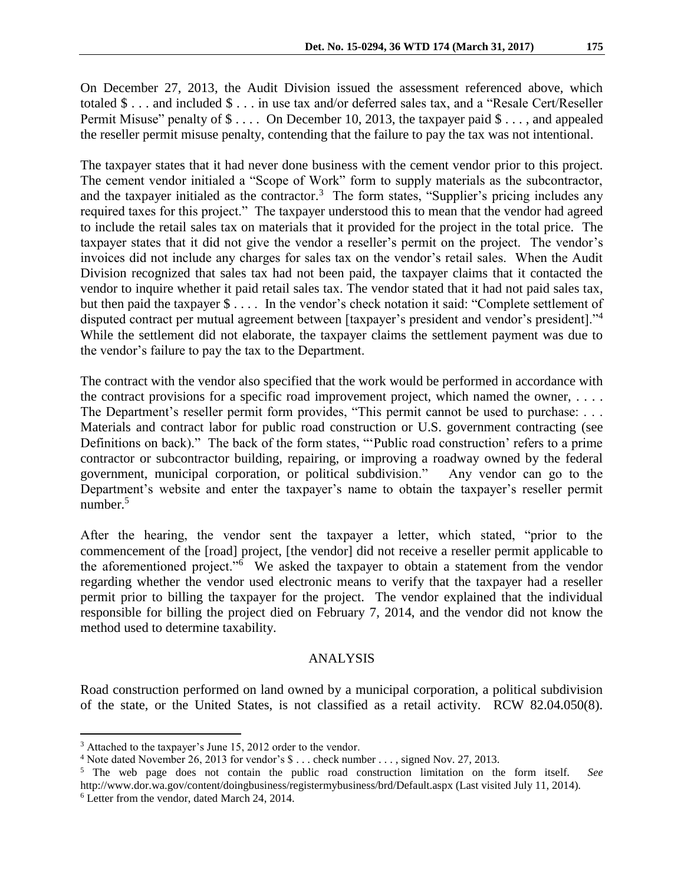On December 27, 2013, the Audit Division issued the assessment referenced above, which totaled $ . . . and included $ . . . in use tax and/or deferred sales tax, and a "Resale Cert/Reseller Permit Misuse" penalty of $ . . . . On December 10, 2013, the taxpayer paid $ . . . , and appealed the reseller permit misuse penalty, contending that the failure to pay the tax was not intentional.

The taxpayer states that it had never done business with the cement vendor prior to this project. The cement vendor initialed a "Scope of Work" form to supply materials as the subcontractor, and the taxpayer initialed as the contractor.[3] The form states, "Supplier's pricing includes any required taxes for this project." The taxpayer understood this to mean that the vendor had agreed to include the retail sales tax on materials that it provided for the project in the total price. The taxpayer states that it did not give the vendor a reseller's permit on the project. The vendor's invoices did not include any charges for sales tax on the vendor's retail sales. When the Audit Division recognized that sales tax had not been paid, the taxpayer claims that it contacted the vendor to inquire whether it paid retail sales tax. The vendor stated that it had not paid sales tax, but then paid the taxpayer $ . . . . In the vendor's check notation it said: "Complete settlement of disputed contract per mutual agreement between [taxpayer's president and vendor's president]."[4] While the settlement did not elaborate, the taxpayer claims the settlement payment was due to the vendor's failure to pay the tax to the Department.

The contract with the vendor also specified that the work would be performed in accordance with the contract provisions for a specific road improvement project, which named the owner, . . . . The Department's reseller permit form provides, "This permit cannot be used to purchase: . . . Materials and contract labor for public road construction or U.S. government contracting (see Definitions on back)." The back of the form states, "'Public road construction' refers to a prime contractor or subcontractor building, repairing, or improving a roadway owned by the federal government, municipal corporation, or political subdivision." Any vendor can go to the Department's website and enter the taxpayer's name to obtain the taxpayer's reseller permit number.[5]

After the hearing, the vendor sent the taxpayer a letter, which stated, "prior to the commencement of the [road] project, [the vendor] did not receive a reseller permit applicable to the aforementioned project."[6] We asked the taxpayer to obtain a statement from the vendor regarding whether the vendor used electronic means to verify that the taxpayer had a reseller permit prior to billing the taxpayer for the project. The vendor explained that the individual responsible for billing the project died on February 7, 2014, and the vendor did not know the method used to determine taxability.

## ANALYSIS

Road construction performed on land owned by a municipal corporation, a political subdivision of the state, or the United States, is not classified as a retail activity. RCW 82.04.050(8).

---

[3] Attached to the taxpayer's June 15, 2012 order to the vendor.

[4] Note dated November 26, 2013 for vendor's $ . . . check number . . . , signed Nov. 27, 2013.

[5] The web page does not contain the public road construction limitation on the form itself. *See* http://www.dor.wa.gov/content/doingbusiness/registermybusiness/brd/Default.aspx (Last visited July 11, 2014).

[6] Letter from the vendor, dated March 24, 2014.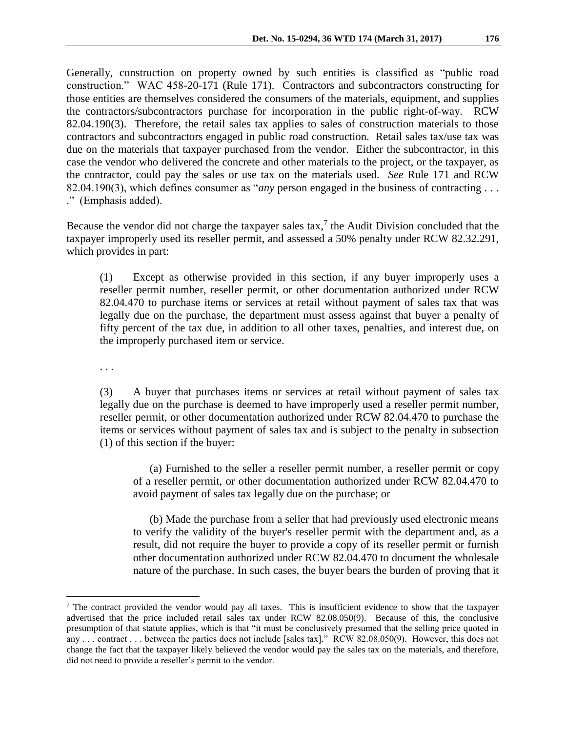Generally, construction on property owned by such entities is classified as "public road construction." WAC 458-20-171 (Rule 171). Contractors and subcontractors constructing for those entities are themselves considered the consumers of the materials, equipment, and supplies the contractors/subcontractors purchase for incorporation in the public right-of-way. RCW 82.04.190(3). Therefore, the retail sales tax applies to sales of construction materials to those contractors and subcontractors engaged in public road construction. Retail sales tax/use tax was due on the materials that taxpayer purchased from the vendor. Either the subcontractor, in this case the vendor who delivered the concrete and other materials to the project, or the taxpayer, as the contractor, could pay the sales or use tax on the materials used. *See* Rule 171 and RCW 82.04.190(3), which defines consumer as "*any* person engaged in the business of contracting . . . ." (Emphasis added).

Because the vendor did not charge the taxpayer sales tax,[7] the Audit Division concluded that the taxpayer improperly used its reseller permit, and assessed a 50% penalty under RCW 82.32.291, which provides in part:

> (1) Except as otherwise provided in this section, if any buyer improperly uses a reseller permit number, reseller permit, or other documentation authorized under RCW 82.04.470 to purchase items or services at retail without payment of sales tax that was legally due on the purchase, the department must assess against that buyer a penalty of fifty percent of the tax due, in addition to all other taxes, penalties, and interest due, on the improperly purchased item or service.
>
> . . .
>
> (3) A buyer that purchases items or services at retail without payment of sales tax legally due on the purchase is deemed to have improperly used a reseller permit number, reseller permit, or other documentation authorized under RCW 82.04.470 to purchase the items or services without payment of sales tax and is subject to the penalty in subsection (1) of this section if the buyer:
>
> > (a) Furnished to the seller a reseller permit number, a reseller permit or copy of a reseller permit, or other documentation authorized under RCW 82.04.470 to avoid payment of sales tax legally due on the purchase; or
> >
> > (b) Made the purchase from a seller that had previously used electronic means to verify the validity of the buyer's reseller permit with the department and, as a result, did not require the buyer to provide a copy of its reseller permit or furnish other documentation authorized under RCW 82.04.470 to document the wholesale nature of the purchase. In such cases, the buyer bears the burden of proving that it

---

[7] The contract provided the vendor would pay all taxes. This is insufficient evidence to show that the taxpayer advertised that the price included retail sales tax under RCW 82.08.050(9). Because of this, the conclusive presumption of that statute applies, which is that "it must be conclusively presumed that the selling price quoted in any . . . contract . . . between the parties does not include [sales tax]." RCW 82.08.050(9). However, this does not change the fact that the taxpayer likely believed the vendor would pay the sales tax on the materials, and therefore, did not need to provide a reseller's permit to the vendor.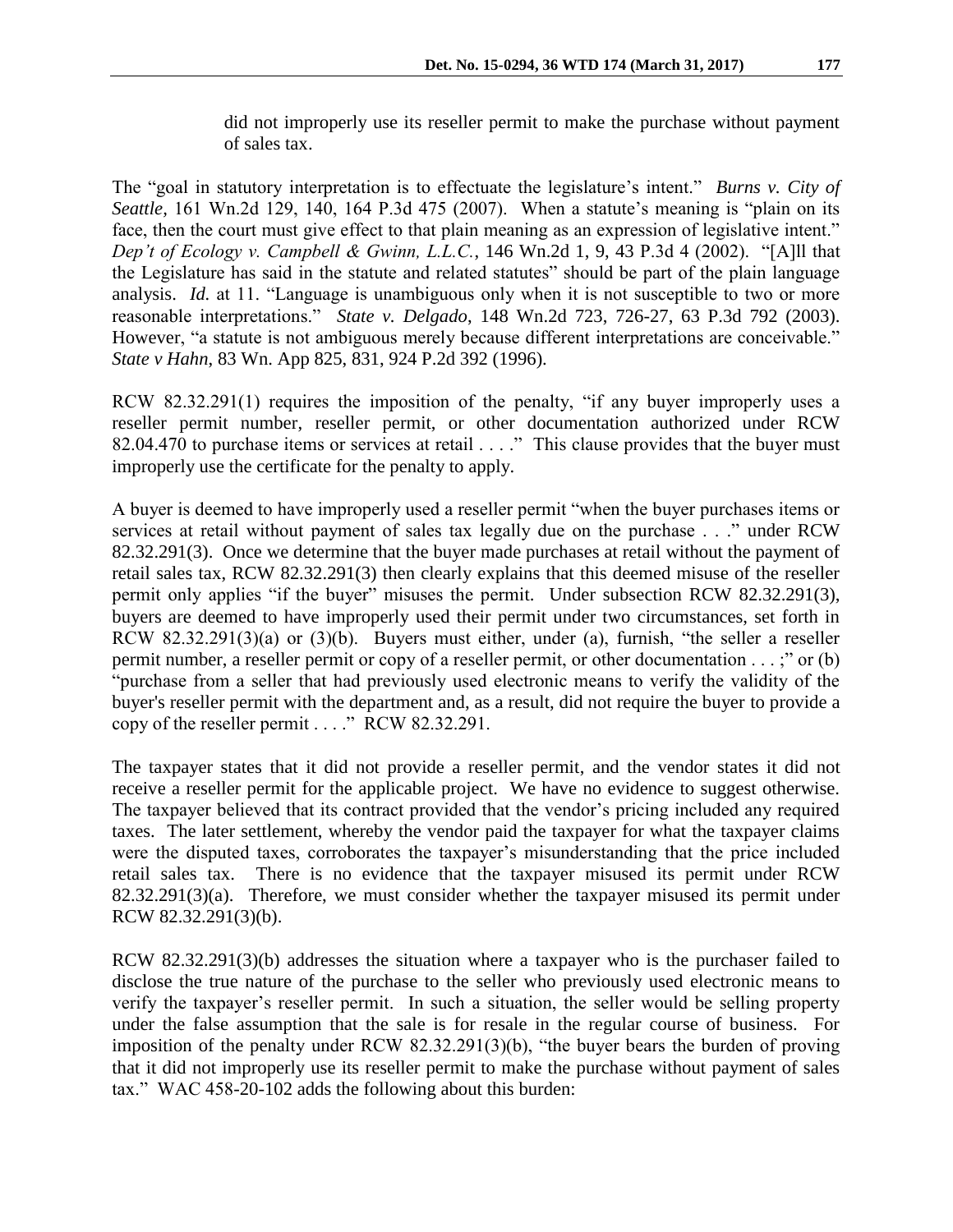did not improperly use its reseller permit to make the purchase without payment of sales tax.

The "goal in statutory interpretation is to effectuate the legislature's intent." *Burns v. City of Seattle,* 161 Wn.2d 129, 140, 164 P.3d 475 (2007). When a statute's meaning is "plain on its face, then the court must give effect to that plain meaning as an expression of legislative intent." *Dep't of Ecology v. Campbell & Gwinn, L.L.C.*, 146 Wn.2d 1, 9, 43 P.3d 4 (2002). "[A]ll that the Legislature has said in the statute and related statutes" should be part of the plain language analysis. *Id.* at 11. "Language is unambiguous only when it is not susceptible to two or more reasonable interpretations." *State v. Delgado*, 148 Wn.2d 723, 726-27, 63 P.3d 792 (2003). However, "a statute is not ambiguous merely because different interpretations are conceivable." *State v Hahn*, 83 Wn. App 825, 831, 924 P.2d 392 (1996).

RCW 82.32.291(1) requires the imposition of the penalty, "if any buyer improperly uses a reseller permit number, reseller permit, or other documentation authorized under RCW 82.04.470 to purchase items or services at retail . . . ." This clause provides that the buyer must improperly use the certificate for the penalty to apply.

A buyer is deemed to have improperly used a reseller permit "when the buyer purchases items or services at retail without payment of sales tax legally due on the purchase . . ." under RCW 82.32.291(3). Once we determine that the buyer made purchases at retail without the payment of retail sales tax, RCW 82.32.291(3) then clearly explains that this deemed misuse of the reseller permit only applies "if the buyer" misuses the permit. Under subsection RCW 82.32.291(3), buyers are deemed to have improperly used their permit under two circumstances, set forth in RCW 82.32.291(3)(a) or (3)(b). Buyers must either, under (a), furnish, "the seller a reseller permit number, a reseller permit or copy of a reseller permit, or other documentation . . . ;" or (b) "purchase from a seller that had previously used electronic means to verify the validity of the buyer's reseller permit with the department and, as a result, did not require the buyer to provide a copy of the reseller permit . . . ." RCW 82.32.291.

The taxpayer states that it did not provide a reseller permit, and the vendor states it did not receive a reseller permit for the applicable project. We have no evidence to suggest otherwise. The taxpayer believed that its contract provided that the vendor's pricing included any required taxes. The later settlement, whereby the vendor paid the taxpayer for what the taxpayer claims were the disputed taxes, corroborates the taxpayer's misunderstanding that the price included retail sales tax. There is no evidence that the taxpayer misused its permit under RCW 82.32.291(3)(a). Therefore, we must consider whether the taxpayer misused its permit under RCW 82.32.291(3)(b).

RCW 82.32.291(3)(b) addresses the situation where a taxpayer who is the purchaser failed to disclose the true nature of the purchase to the seller who previously used electronic means to verify the taxpayer's reseller permit. In such a situation, the seller would be selling property under the false assumption that the sale is for resale in the regular course of business. For imposition of the penalty under RCW 82.32.291(3)(b), "the buyer bears the burden of proving that it did not improperly use its reseller permit to make the purchase without payment of sales tax." WAC 458-20-102 adds the following about this burden: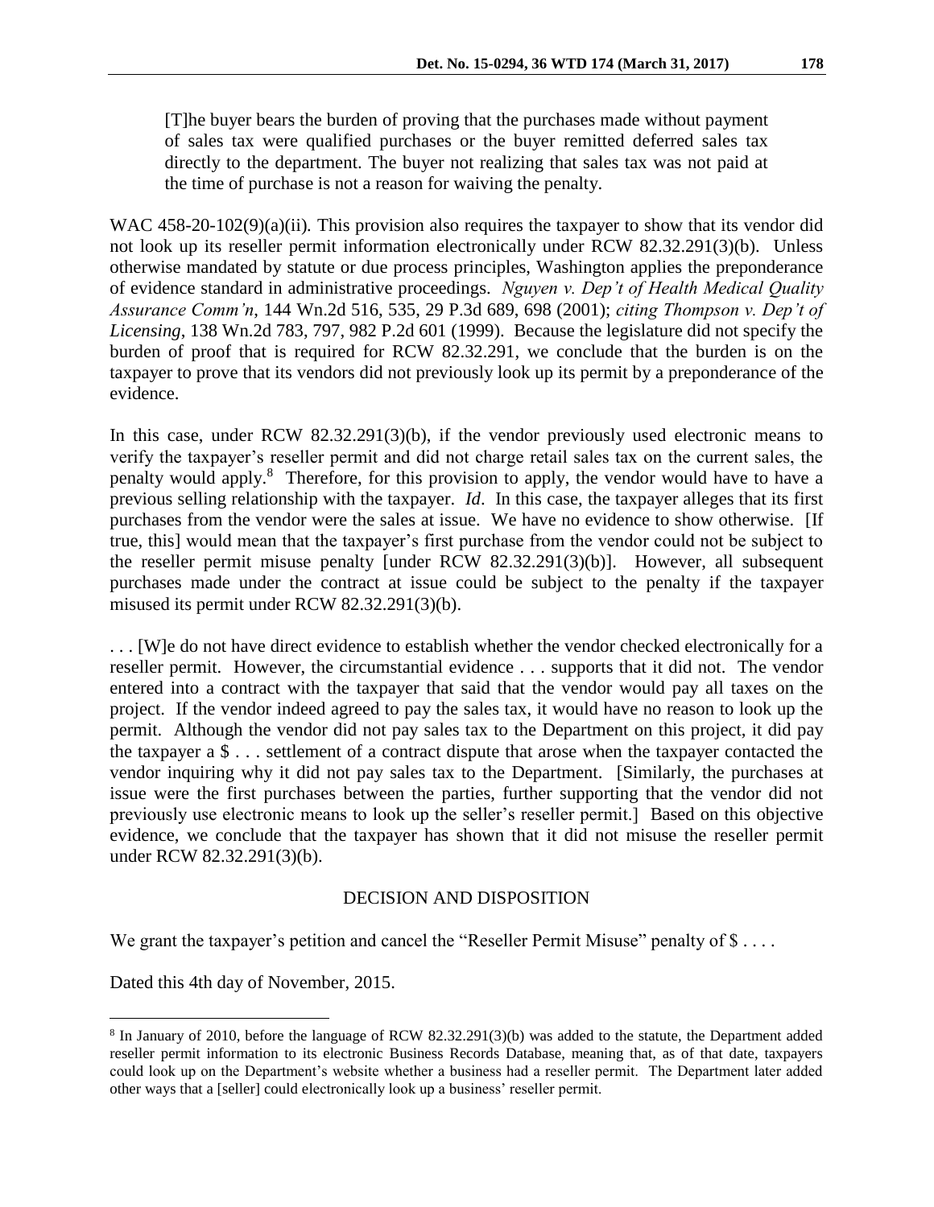> [T]he buyer bears the burden of proving that the purchases made without payment of sales tax were qualified purchases or the buyer remitted deferred sales tax directly to the department. The buyer not realizing that sales tax was not paid at the time of purchase is not a reason for waiving the penalty.

WAC 458-20-102(9)(a)(ii). This provision also requires the taxpayer to show that its vendor did not look up its reseller permit information electronically under RCW 82.32.291(3)(b). Unless otherwise mandated by statute or due process principles, Washington applies the preponderance of evidence standard in administrative proceedings. *Nguyen v. Dep't of Health Medical Quality Assurance Comm'n*, 144 Wn.2d 516, 535, 29 P.3d 689, 698 (2001); *citing Thompson v. Dep't of Licensing*, 138 Wn.2d 783, 797, 982 P.2d 601 (1999). Because the legislature did not specify the burden of proof that is required for RCW 82.32.291, we conclude that the burden is on the taxpayer to prove that its vendors did not previously look up its permit by a preponderance of the evidence.

In this case, under RCW 82.32.291(3)(b), if the vendor previously used electronic means to verify the taxpayer's reseller permit and did not charge retail sales tax on the current sales, the penalty would apply.[8] Therefore, for this provision to apply, the vendor would have to have a previous selling relationship with the taxpayer. *Id*. In this case, the taxpayer alleges that its first purchases from the vendor were the sales at issue. We have no evidence to show otherwise. [If true, this] would mean that the taxpayer's first purchase from the vendor could not be subject to the reseller permit misuse penalty [under RCW 82.32.291(3)(b)]. However, all subsequent purchases made under the contract at issue could be subject to the penalty if the taxpayer misused its permit under RCW 82.32.291(3)(b).

. . . [W]e do not have direct evidence to establish whether the vendor checked electronically for a reseller permit. However, the circumstantial evidence . . . supports that it did not. The vendor entered into a contract with the taxpayer that said that the vendor would pay all taxes on the project. If the vendor indeed agreed to pay the sales tax, it would have no reason to look up the permit. Although the vendor did not pay sales tax to the Department on this project, it did pay the taxpayer a $ . . . settlement of a contract dispute that arose when the taxpayer contacted the vendor inquiring why it did not pay sales tax to the Department. [Similarly, the purchases at issue were the first purchases between the parties, further supporting that the vendor did not previously use electronic means to look up the seller's reseller permit.] Based on this objective evidence, we conclude that the taxpayer has shown that it did not misuse the reseller permit under RCW 82.32.291(3)(b).

## DECISION AND DISPOSITION

We grant the taxpayer's petition and cancel the "Reseller Permit Misuse" penalty of $ . . . .

Dated this 4th day of November, 2015.

---

[8] In January of 2010, before the language of RCW 82.32.291(3)(b) was added to the statute, the Department added reseller permit information to its electronic Business Records Database, meaning that, as of that date, taxpayers could look up on the Department's website whether a business had a reseller permit. The Department later added other ways that a [seller] could electronically look up a business' reseller permit.